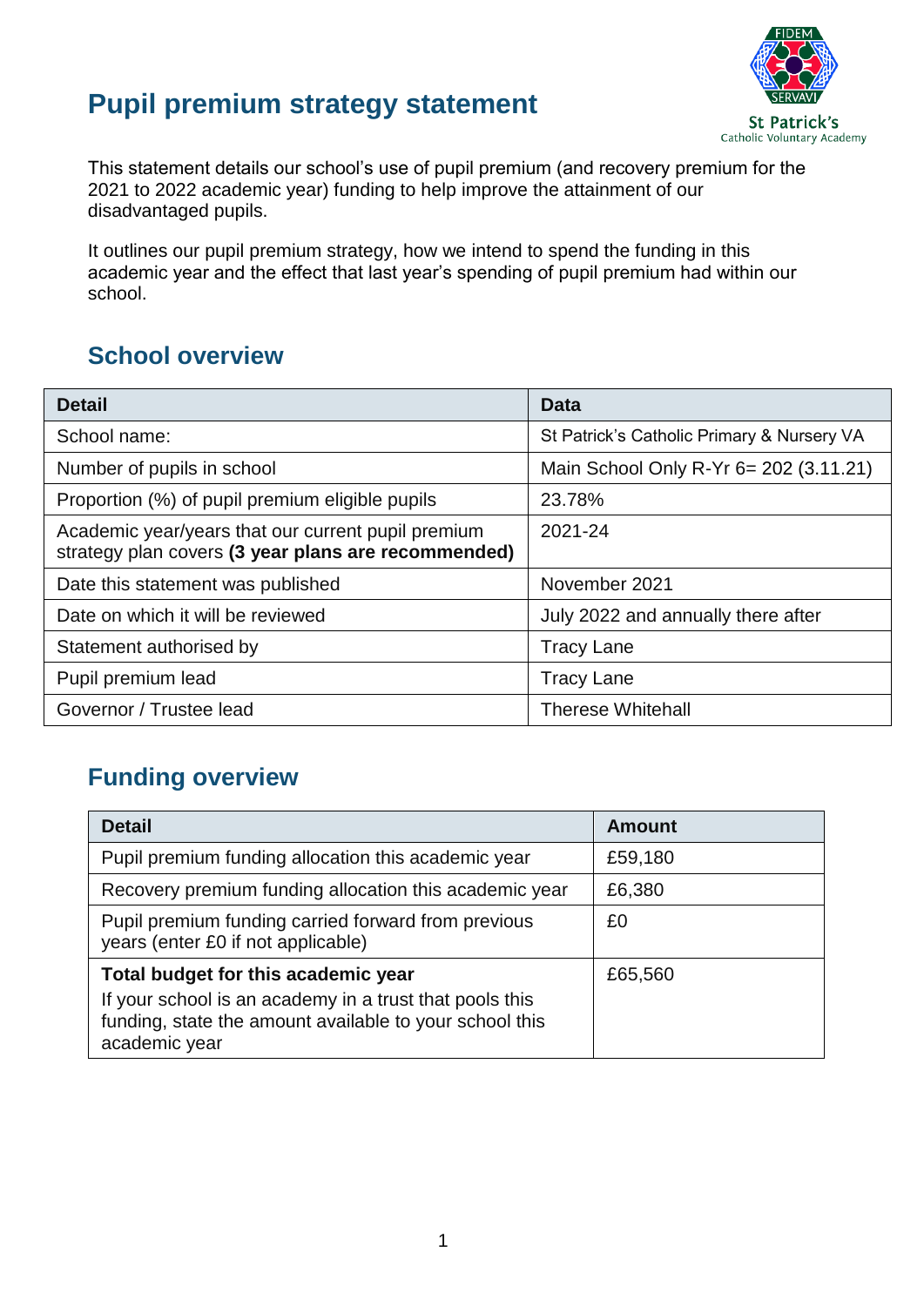# Pupil premium strategy statement

This statement details our school's use of pupil premium (and recovery premium for the 2021 to 2022 academic year) funding to help improve the attainment of our disadvantaged pupils.

It outlines our pupil premium strategy, how we intend to spend the funding in this academic year and the effect that last year's spending of pupil premium had within our school.

## School overview

| Detail | Data |
|---|---|
| School name: | St Patrick's Catholic Primary & Nursery VA |
| Number of pupils in school | Main School Only R-Yr 6= 202 (3.11.21) |
| Proportion (%) of pupil premium eligible pupils | 23.78% |
| Academic year/years that our current pupil premium strategy plan covers **(3 year plans are recommended)** | 2021-24 |
| Date this statement was published | November 2021 |
| Date on which it will be reviewed | July 2022 and annually there after |
| Statement authorised by | Tracy Lane |
| Pupil premium lead | Tracy Lane |
| Governor / Trustee lead | Therese Whitehall |

## Funding overview

| Detail | Amount |
|---|---|
| Pupil premium funding allocation this academic year | £59,180 |
| Recovery premium funding allocation this academic year | £6,380 |
| Pupil premium funding carried forward from previous years (enter £0 if not applicable) | £0 |
| **Total budget for this academic year**<br>If your school is an academy in a trust that pools this funding, state the amount available to your school this academic year | £65,560 |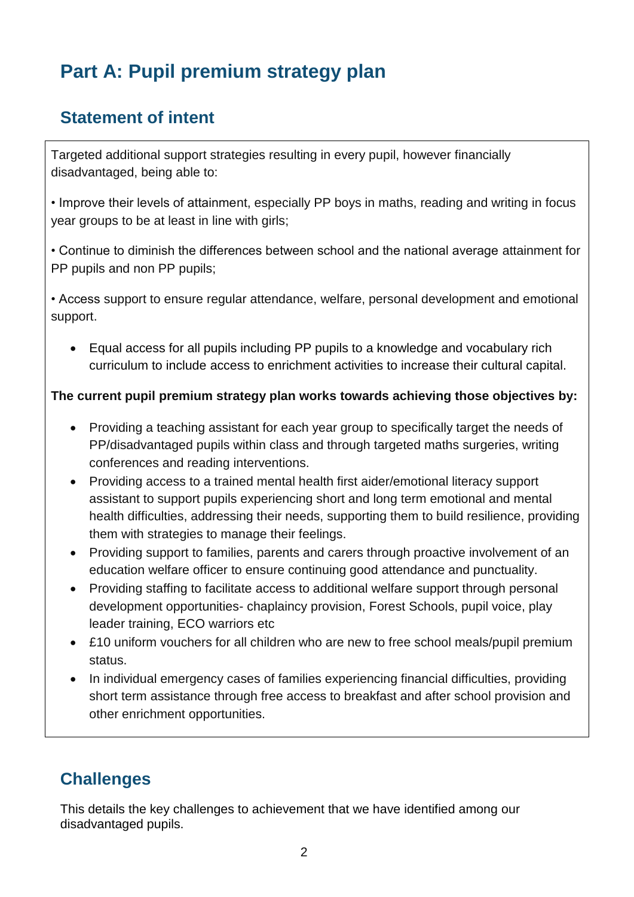# Part A: Pupil premium strategy plan

## Statement of intent

Targeted additional support strategies resulting in every pupil, however financially disadvantaged, being able to:

• Improve their levels of attainment, especially PP boys in maths, reading and writing in focus year groups to be at least in line with girls;

• Continue to diminish the differences between school and the national average attainment for PP pupils and non PP pupils;

• Access support to ensure regular attendance, welfare, personal development and emotional support.

- Equal access for all pupils including PP pupils to a knowledge and vocabulary rich curriculum to include access to enrichment activities to increase their cultural capital.

**The current pupil premium strategy plan works towards achieving those objectives by:**

- Providing a teaching assistant for each year group to specifically target the needs of PP/disadvantaged pupils within class and through targeted maths surgeries, writing conferences and reading interventions.
- Providing access to a trained mental health first aider/emotional literacy support assistant to support pupils experiencing short and long term emotional and mental health difficulties, addressing their needs, supporting them to build resilience, providing them with strategies to manage their feelings.
- Providing support to families, parents and carers through proactive involvement of an education welfare officer to ensure continuing good attendance and punctuality.
- Providing staffing to facilitate access to additional welfare support through personal development opportunities- chaplaincy provision, Forest Schools, pupil voice, play leader training, ECO warriors etc
- £10 uniform vouchers for all children who are new to free school meals/pupil premium status.
- In individual emergency cases of families experiencing financial difficulties, providing short term assistance through free access to breakfast and after school provision and other enrichment opportunities.

## Challenges

This details the key challenges to achievement that we have identified among our disadvantaged pupils.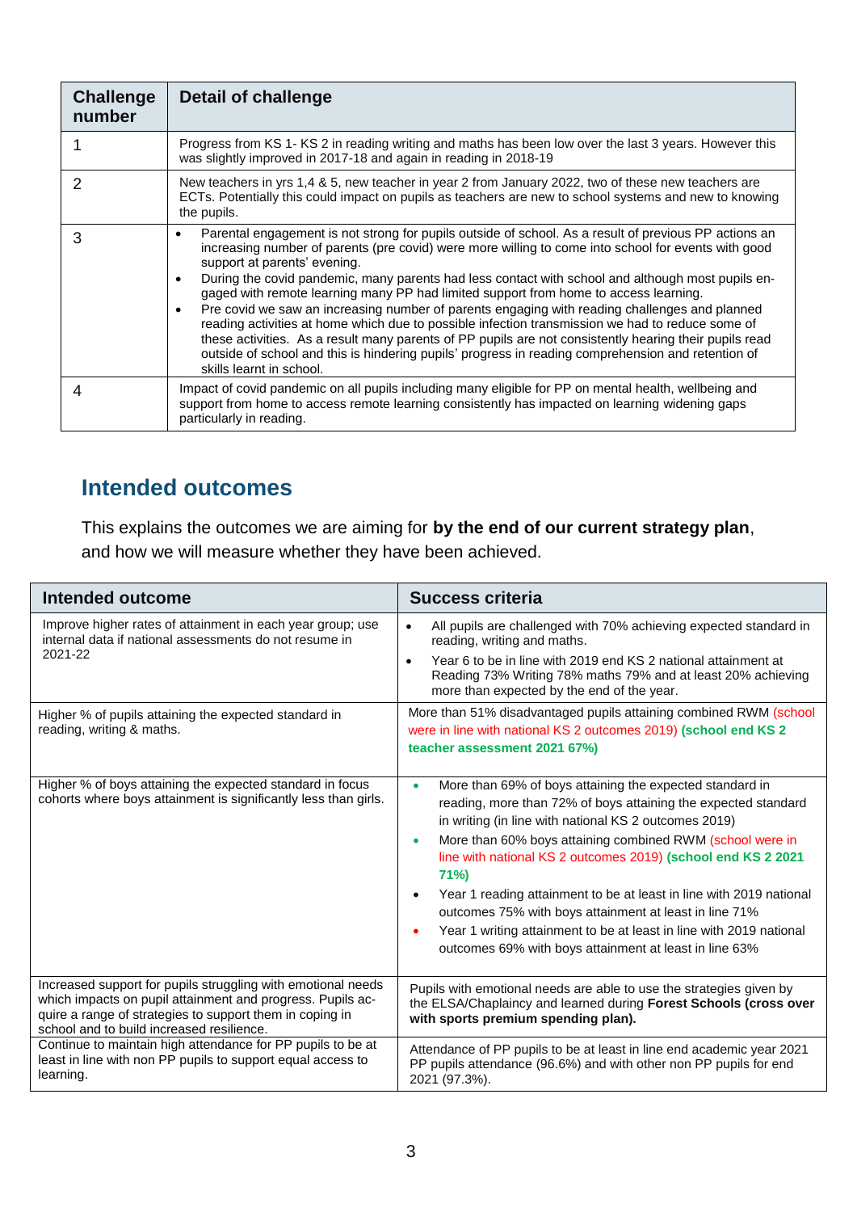| Challenge number | Detail of challenge |
|---|---|
| 1 | Progress from KS 1- KS 2 in reading writing and maths has been low over the last 3 years. However this was slightly improved in 2017-18 and again in reading in 2018-19 |
| 2 | New teachers in yrs 1,4 & 5, new teacher in year 2 from January 2022, two of these new teachers are ECTs. Potentially this could impact on pupils as teachers are new to school systems and new to knowing the pupils. |
| 3 | • Parental engagement is not strong for pupils outside of school. As a result of previous PP actions an increasing number of parents (pre covid) were more willing to come into school for events with good support at parents' evening.<br>• During the covid pandemic, many parents had less contact with school and although most pupils engaged with remote learning many PP had limited support from home to access learning.<br>• Pre covid we saw an increasing number of parents engaging with reading challenges and planned reading activities at home which due to possible infection transmission we had to reduce some of these activities. As a result many parents of PP pupils are not consistently hearing their pupils read outside of school and this is hindering pupils' progress in reading comprehension and retention of skills learnt in school. |
| 4 | Impact of covid pandemic on all pupils including many eligible for PP on mental health, wellbeing and support from home to access remote learning consistently has impacted on learning widening gaps particularly in reading. |

## Intended outcomes

This explains the outcomes we are aiming for **by the end of our current strategy plan**, and how we will measure whether they have been achieved.

| Intended outcome | Success criteria |
|---|---|
| Improve higher rates of attainment in each year group; use internal data if national assessments do not resume in 2021-22 | • All pupils are challenged with 70% achieving expected standard in reading, writing and maths.<br>• Year 6 to be in line with 2019 end KS 2 national attainment at Reading 73% Writing 78% maths 79% and at least 20% achieving more than expected by the end of the year. |
| Higher % of pupils attaining the expected standard in reading, writing & maths. | More than 51% disadvantaged pupils attaining combined RWM (school were in line with national KS 2 outcomes 2019) **(school end KS 2 teacher assessment 2021 67%)** |
| Higher % of boys attaining the expected standard in focus cohorts where boys attainment is significantly less than girls. | • More than 69% of boys attaining the expected standard in reading, more than 72% of boys attaining the expected standard in writing (in line with national KS 2 outcomes 2019)<br>• More than 60% boys attaining combined RWM (school were in line with national KS 2 outcomes 2019) **(school end KS 2 2021 71%)**<br>• Year 1 reading attainment to be at least in line with 2019 national outcomes 75% with boys attainment at least in line 71%<br>• Year 1 writing attainment to be at least in line with 2019 national outcomes 69% with boys attainment at least in line 63% |
| Increased support for pupils struggling with emotional needs which impacts on pupil attainment and progress. Pupils acquire a range of strategies to support them in coping in school and to build increased resilience. | Pupils with emotional needs are able to use the strategies given by the ELSA/Chaplaincy and learned during **Forest Schools (cross over with sports premium spending plan).** |
| Continue to maintain high attendance for PP pupils to be at least in line with non PP pupils to support equal access to learning. | Attendance of PP pupils to be at least in line end academic year 2021 PP pupils attendance (96.6%) and with other non PP pupils for end 2021 (97.3%). |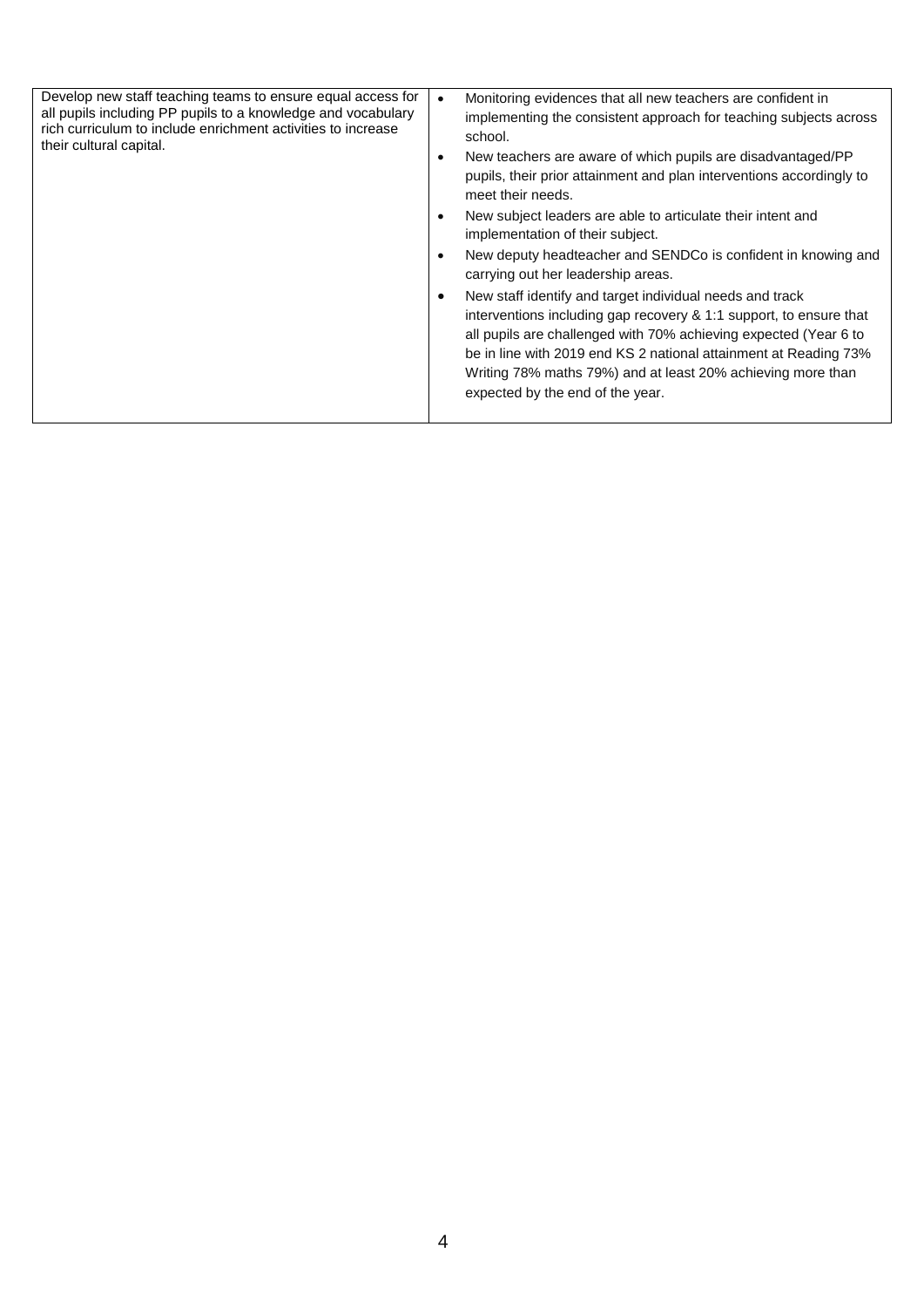| | |
|---|---|
| Develop new staff teaching teams to ensure equal access for all pupils including PP pupils to a knowledge and vocabulary rich curriculum to include enrichment activities to increase their cultural capital. | • Monitoring evidences that all new teachers are confident in implementing the consistent approach for teaching subjects across school.<br>• New teachers are aware of which pupils are disadvantaged/PP pupils, their prior attainment and plan interventions accordingly to meet their needs.<br>• New subject leaders are able to articulate their intent and implementation of their subject.<br>• New deputy headteacher and SENDCo is confident in knowing and carrying out her leadership areas.<br>• New staff identify and target individual needs and track interventions including gap recovery & 1:1 support, to ensure that all pupils are challenged with 70% achieving expected (Year 6 to be in line with 2019 end KS 2 national attainment at Reading 73% Writing 78% maths 79%) and at least 20% achieving more than expected by the end of the year. |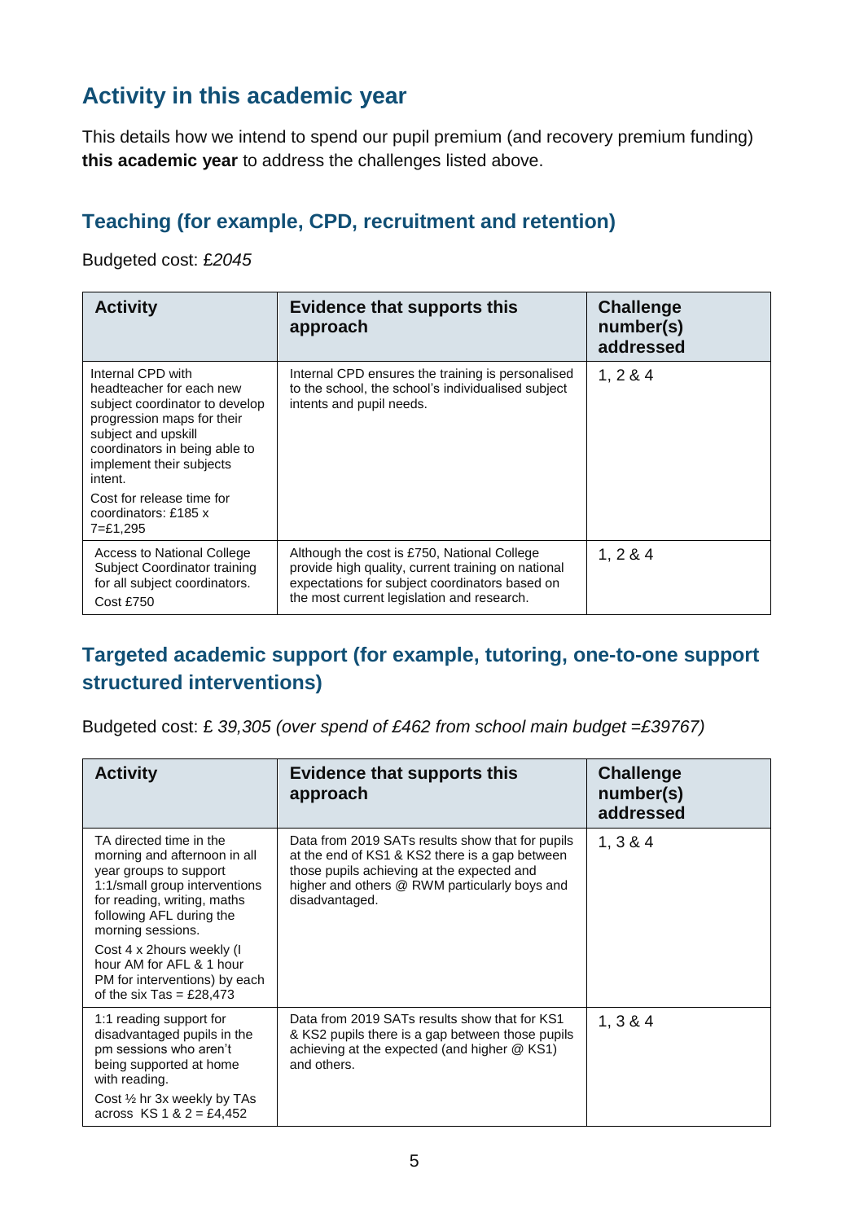## Activity in this academic year

This details how we intend to spend our pupil premium (and recovery premium funding) **this academic year** to address the challenges listed above.

### Teaching (for example, CPD, recruitment and retention)

Budgeted cost: £*2045*

| Activity | Evidence that supports this approach | Challenge number(s) addressed |
| --- | --- | --- |
| Internal CPD with headteacher for each new subject coordinator to develop progression maps for their subject and upskill coordinators in being able to implement their subjects intent.<br><br>Cost for release time for coordinators: £185 x 7=£1,295 | Internal CPD ensures the training is personalised to the school, the school's individualised subject intents and pupil needs. | 1, 2 & 4 |
| Access to National College Subject Coordinator training for all subject coordinators.<br><br>Cost £750 | Although the cost is £750, National College provide high quality, current training on national expectations for subject coordinators based on the most current legislation and research. | 1, 2 & 4 |

### Targeted academic support (for example, tutoring, one-to-one support structured interventions)

Budgeted cost: £ *39,305 (over spend of £462 from school main budget =£39767)*

| Activity | Evidence that supports this approach | Challenge number(s) addressed |
| --- | --- | --- |
| TA directed time in the morning and afternoon in all year groups to support 1:1/small group interventions for reading, writing, maths following AFL during the morning sessions.<br><br>Cost 4 x 2hours weekly (I hour AM for AFL & 1 hour PM for interventions) by each of the six Tas = £28,473 | Data from 2019 SATs results show that for pupils at the end of KS1 & KS2 there is a gap between those pupils achieving at the expected and higher and others @ RWM particularly boys and disadvantaged. | 1, 3 & 4 |
| 1:1 reading support for disadvantaged pupils in the pm sessions who aren't being supported at home with reading.<br><br>Cost ½ hr 3x weekly by TAs across KS 1 & 2 = £4,452 | Data from 2019 SATs results show that for KS1 & KS2 pupils there is a gap between those pupils achieving at the expected (and higher @ KS1) and others. | 1, 3 & 4 |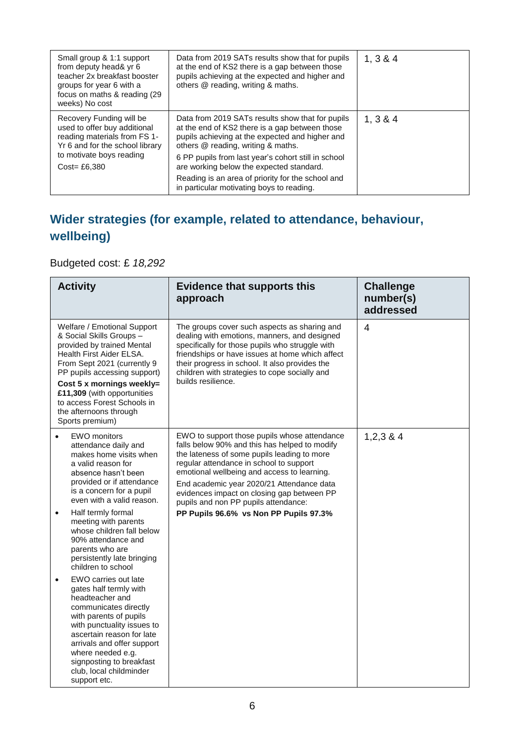| | | |
|---|---|---|
| Small group & 1:1 support from deputy head& yr 6 teacher 2x breakfast booster groups for year 6 with a focus on maths & reading (29 weeks) No cost | Data from 2019 SATs results show that for pupils at the end of KS2 there is a gap between those pupils achieving at the expected and higher and others @ reading, writing & maths. | 1, 3 & 4 |
| Recovery Funding will be used to offer buy additional reading materials from FS 1- Yr 6 and for the school library to motivate boys reading<br>Cost= £6,380 | Data from 2019 SATs results show that for pupils at the end of KS2 there is a gap between those pupils achieving at the expected and higher and others @ reading, writing & maths.<br>6 PP pupils from last year's cohort still in school are working below the expected standard.<br>Reading is an area of priority for the school and in particular motivating boys to reading. | 1, 3 & 4 |

## Wider strategies (for example, related to attendance, behaviour, wellbeing)

Budgeted cost: £ *18,292*

| Activity | Evidence that supports this approach | Challenge number(s) addressed |
|---|---|---|
| Welfare / Emotional Support & Social Skills Groups – provided by trained Mental Health First Aider ELSA. From Sept 2021 (currently 9 PP pupils accessing support)<br>**Cost 5 x mornings weekly= £11,309** (with opportunities to access Forest Schools in the afternoons through Sports premium) | The groups cover such aspects as sharing and dealing with emotions, manners, and designed specifically for those pupils who struggle with friendships or have issues at home which affect their progress in school. It also provides the children with strategies to cope socially and builds resilience. | 4 |
| • EWO monitors attendance daily and makes home visits when a valid reason for absence hasn't been provided or if attendance is a concern for a pupil even with a valid reason.<br>• Half termly formal meeting with parents whose children fall below 90% attendance and parents who are persistently late bringing children to school<br>• EWO carries out late gates half termly with headteacher and communicates directly with parents of pupils with punctuality issues to ascertain reason for late arrivals and offer support where needed e.g. signposting to breakfast club, local childminder support etc. | EWO to support those pupils whose attendance falls below 90% and this has helped to modify the lateness of some pupils leading to more regular attendance in school to support emotional wellbeing and access to learning.<br>End academic year 2020/21 Attendance data evidences impact on closing gap between PP pupils and non PP pupils attendance:<br>**PP Pupils 96.6% vs Non PP Pupils 97.3%** | 1,2,3 & 4 |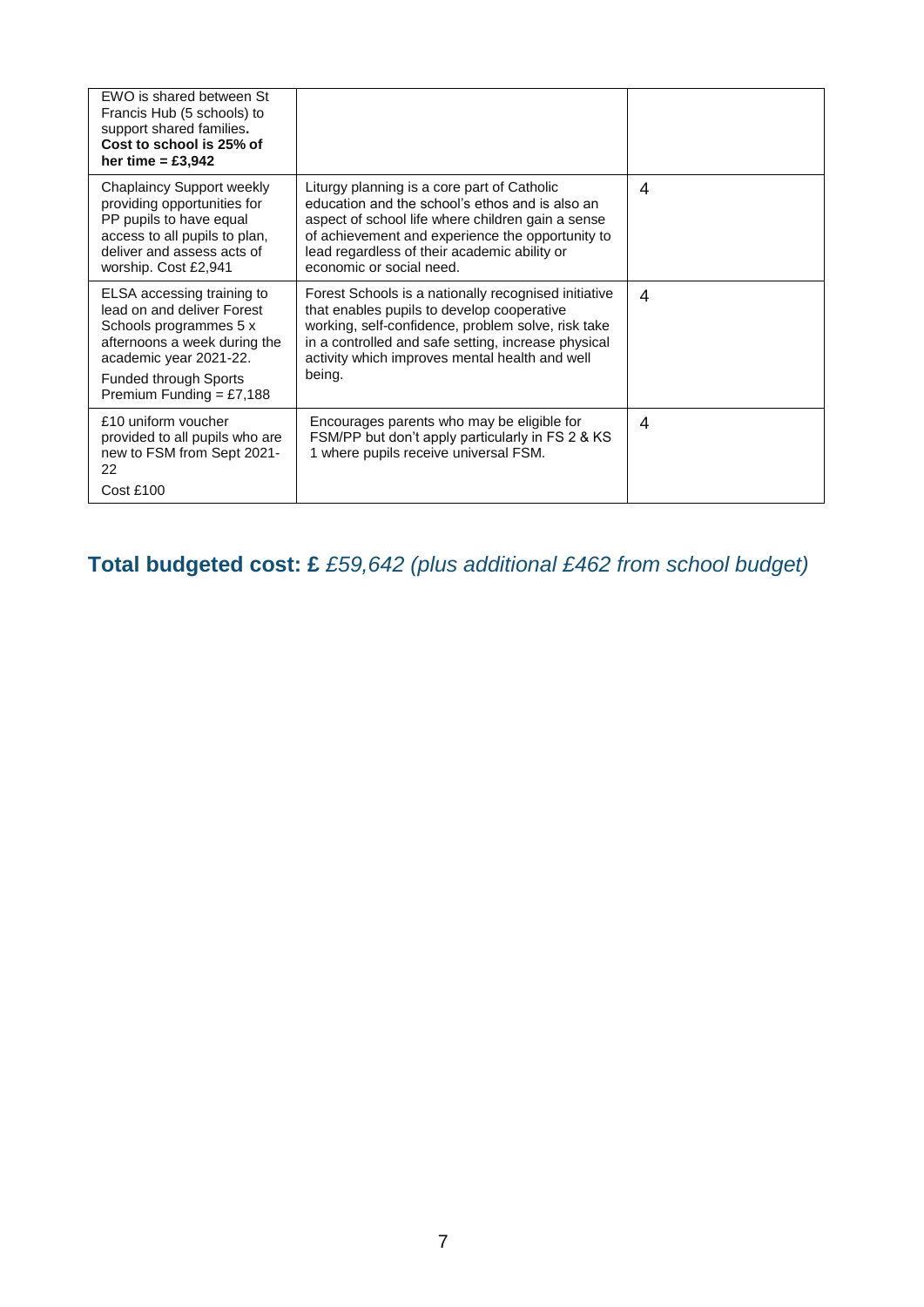| | | |
|---|---|---|
| EWO is shared between St Francis Hub (5 schools) to support shared families. **Cost to school is 25% of her time = £3,942** | | |
| Chaplaincy Support weekly providing opportunities for PP pupils to have equal access to all pupils to plan, deliver and assess acts of worship. Cost £2,941 | Liturgy planning is a core part of Catholic education and the school's ethos and is also an aspect of school life where children gain a sense of achievement and experience the opportunity to lead regardless of their academic ability or economic or social need. | 4 |
| ELSA accessing training to lead on and deliver Forest Schools programmes 5 x afternoons a week during the academic year 2021-22. Funded through Sports Premium Funding = £7,188 | Forest Schools is a nationally recognised initiative that enables pupils to develop cooperative working, self-confidence, problem solve, risk take in a controlled and safe setting, increase physical activity which improves mental health and well being. | 4 |
| £10 uniform voucher provided to all pupils who are new to FSM from Sept 2021-22 Cost £100 | Encourages parents who may be eligible for FSM/PP but don't apply particularly in FS 2 & KS 1 where pupils receive universal FSM. | 4 |

## Total budgeted cost: £ *£59,642 (plus additional £462 from school budget)*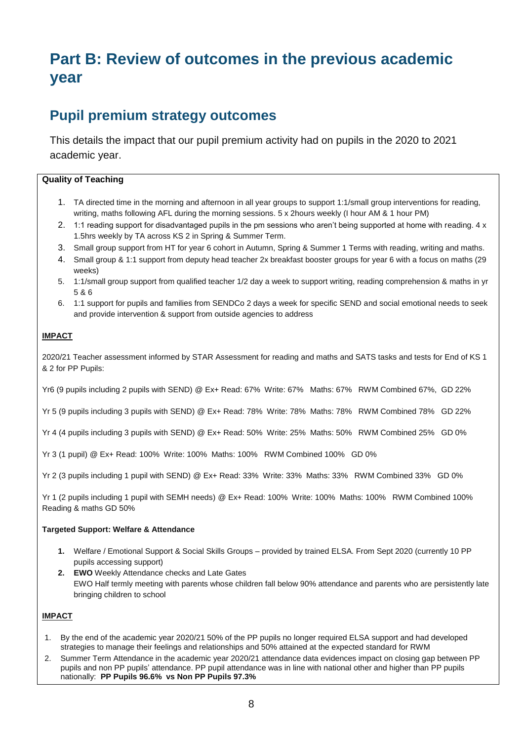# Part B: Review of outcomes in the previous academic year

## Pupil premium strategy outcomes

This details the impact that our pupil premium activity had on pupils in the 2020 to 2021 academic year.

**Quality of Teaching**

1. TA directed time in the morning and afternoon in all year groups to support 1:1/small group interventions for reading, writing, maths following AFL during the morning sessions. 5 x 2hours weekly (I hour AM & 1 hour PM)
2. 1:1 reading support for disadvantaged pupils in the pm sessions who aren't being supported at home with reading. 4 x 1.5hrs weekly by TA across KS 2 in Spring & Summer Term.
3. Small group support from HT for year 6 cohort in Autumn, Spring & Summer 1 Terms with reading, writing and maths.
4. Small group & 1:1 support from deputy head teacher 2x breakfast booster groups for year 6 with a focus on maths (29 weeks)
5. 1:1/small group support from qualified teacher 1/2 day a week to support writing, reading comprehension & maths in yr 5 & 6
6. 1:1 support for pupils and families from SENDCo 2 days a week for specific SEND and social emotional needs to seek and provide intervention & support from outside agencies to address

**IMPACT**

2020/21 Teacher assessment informed by STAR Assessment for reading and maths and SATS tasks and tests for End of KS 1 & 2 for PP Pupils:

Yr6 (9 pupils including 2 pupils with SEND) @ Ex+ Read: 67% Write: 67% Maths: 67% RWM Combined 67%, GD 22%

Yr 5 (9 pupils including 3 pupils with SEND) @ Ex+ Read: 78% Write: 78% Maths: 78% RWM Combined 78% GD 22%

Yr 4 (4 pupils including 3 pupils with SEND) @ Ex+ Read: 50% Write: 25% Maths: 50% RWM Combined 25% GD 0%

Yr 3 (1 pupil) @ Ex+ Read: 100% Write: 100% Maths: 100% RWM Combined 100% GD 0%

Yr 2 (3 pupils including 1 pupil with SEND) @ Ex+ Read: 33% Write: 33% Maths: 33% RWM Combined 33% GD 0%

Yr 1 (2 pupils including 1 pupil with SEMH needs) @ Ex+ Read: 100% Write: 100% Maths: 100% RWM Combined 100% Reading & maths GD 50%

**Targeted Support: Welfare & Attendance**

1. Welfare / Emotional Support & Social Skills Groups – provided by trained ELSA. From Sept 2020 (currently 10 PP pupils accessing support)
2. **EWO** Weekly Attendance checks and Late Gates
   EWO Half termly meeting with parents whose children fall below 90% attendance and parents who are persistently late bringing children to school

**IMPACT**

1. By the end of the academic year 2020/21 50% of the PP pupils no longer required ELSA support and had developed strategies to manage their feelings and relationships and 50% attained at the expected standard for RWM
2. Summer Term Attendance in the academic year 2020/21 attendance data evidences impact on closing gap between PP pupils and non PP pupils' attendance. PP pupil attendance was in line with national other and higher than PP pupils nationally: **PP Pupils 96.6% vs Non PP Pupils 97.3%**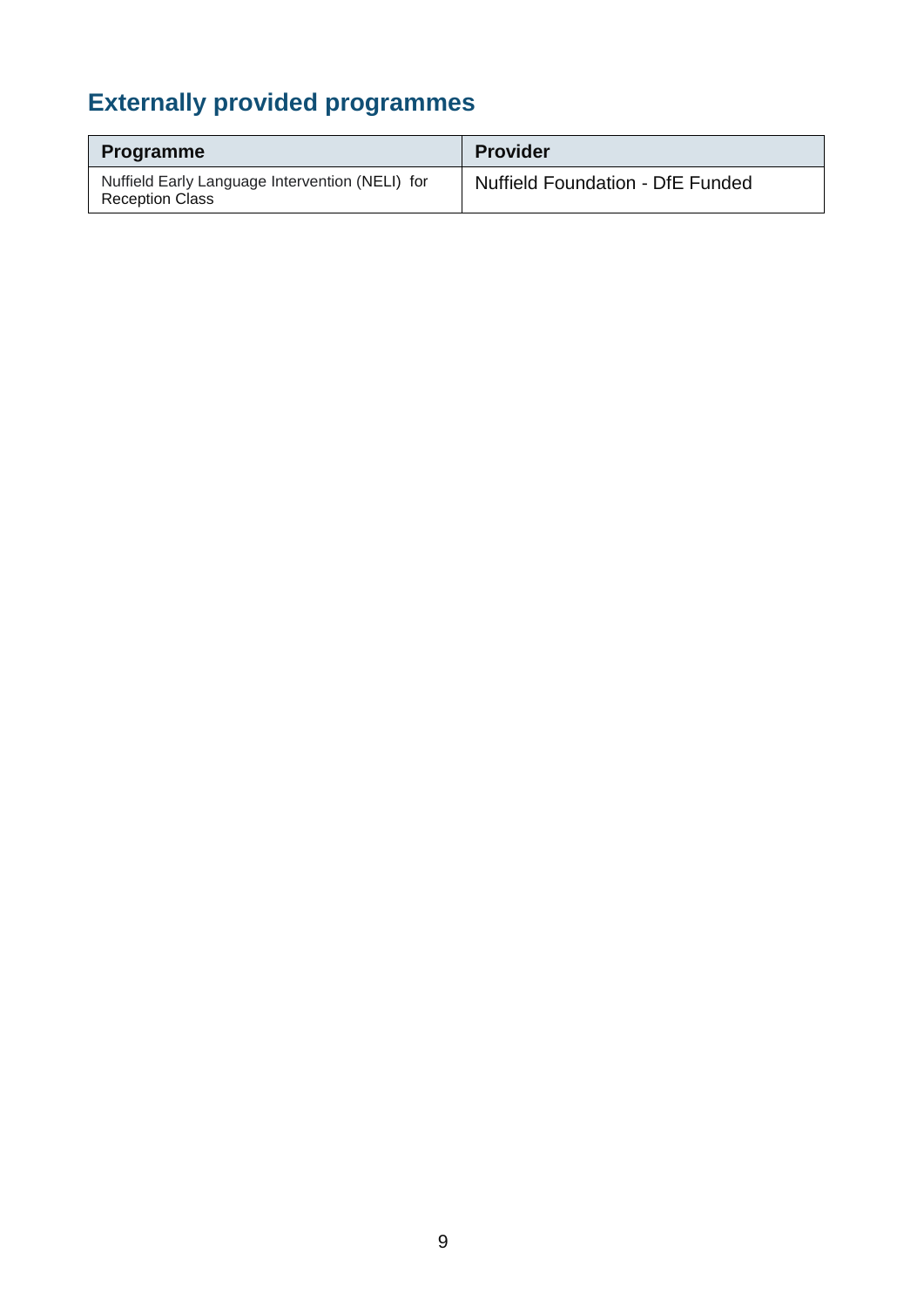## Externally provided programmes

| Programme | Provider |
| --- | --- |
| Nuffield Early Language Intervention (NELI) for Reception Class | Nuffield Foundation - DfE Funded |